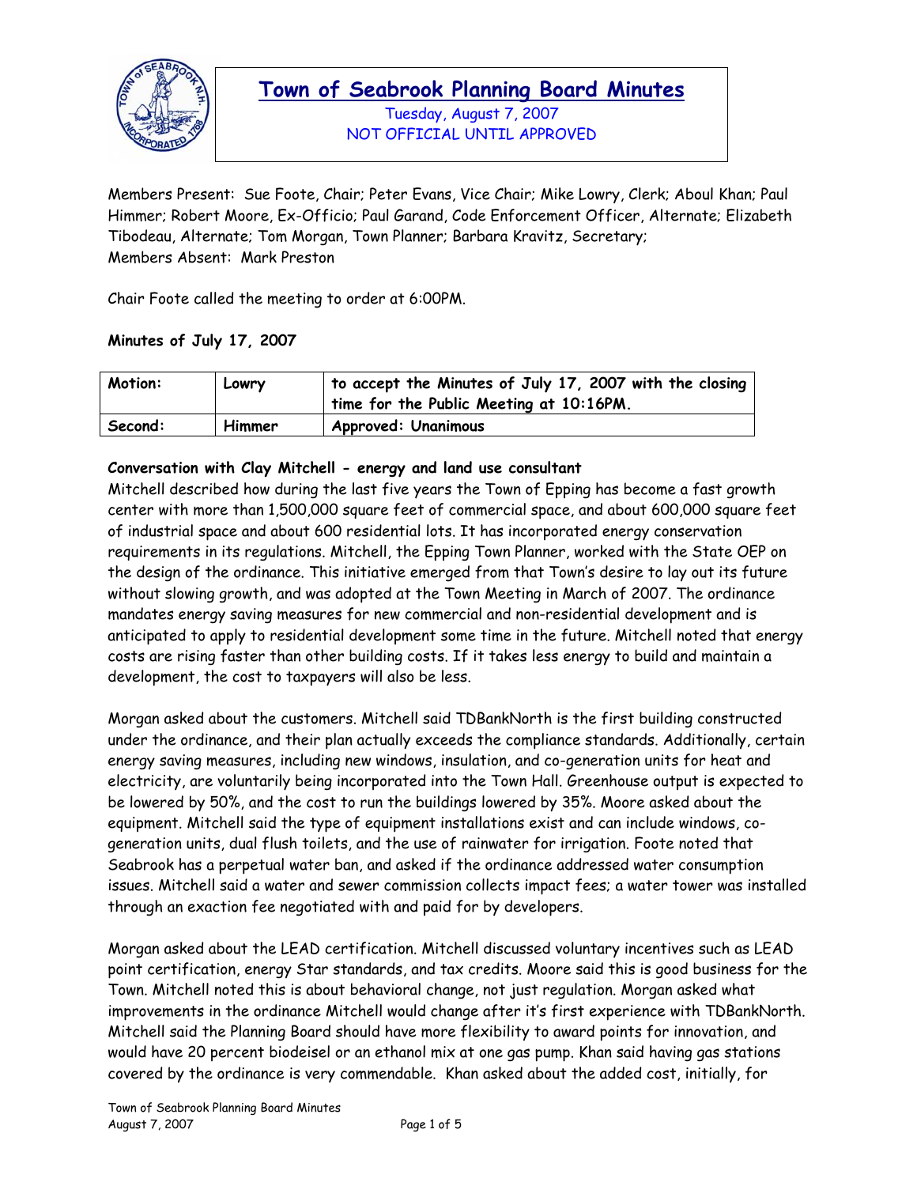# Town of Seabrook Planning Board Minutes

Tuesday, August 7, 2007
NOT OFFICIAL UNTIL APPROVED

Members Present: Sue Foote, Chair; Peter Evans, Vice Chair; Mike Lowry, Clerk; Aboul Khan; Paul Himmer; Robert Moore, Ex-Officio; Paul Garand, Code Enforcement Officer, Alternate; Elizabeth Tibodeau, Alternate; Tom Morgan, Town Planner; Barbara Kravitz, Secretary;
Members Absent: Mark Preston

Chair Foote called the meeting to order at 6:00PM.

**Minutes of July 17, 2007**

| **Motion:** | **Lowry** | **to accept the Minutes of July 17, 2007 with the closing time for the Public Meeting at 10:16PM.** |
|---|---|---|
| **Second:** | **Himmer** | **Approved: Unanimous** |

**Conversation with Clay Mitchell - energy and land use consultant**

Mitchell described how during the last five years the Town of Epping has become a fast growth center with more than 1,500,000 square feet of commercial space, and about 600,000 square feet of industrial space and about 600 residential lots. It has incorporated energy conservation requirements in its regulations. Mitchell, the Epping Town Planner, worked with the State OEP on the design of the ordinance. This initiative emerged from that Town's desire to lay out its future without slowing growth, and was adopted at the Town Meeting in March of 2007. The ordinance mandates energy saving measures for new commercial and non-residential development and is anticipated to apply to residential development some time in the future. Mitchell noted that energy costs are rising faster than other building costs. If it takes less energy to build and maintain a development, the cost to taxpayers will also be less.

Morgan asked about the customers. Mitchell said TDBankNorth is the first building constructed under the ordinance, and their plan actually exceeds the compliance standards. Additionally, certain energy saving measures, including new windows, insulation, and co-generation units for heat and electricity, are voluntarily being incorporated into the Town Hall. Greenhouse output is expected to be lowered by 50%, and the cost to run the buildings lowered by 35%. Moore asked about the equipment. Mitchell said the type of equipment installations exist and can include windows, co-generation units, dual flush toilets, and the use of rainwater for irrigation. Foote noted that Seabrook has a perpetual water ban, and asked if the ordinance addressed water consumption issues. Mitchell said a water and sewer commission collects impact fees; a water tower was installed through an exaction fee negotiated with and paid for by developers.

Morgan asked about the LEAD certification. Mitchell discussed voluntary incentives such as LEAD point certification, energy Star standards, and tax credits. Moore said this is good business for the Town. Mitchell noted this is about behavioral change, not just regulation. Morgan asked what improvements in the ordinance Mitchell would change after it's first experience with TDBankNorth. Mitchell said the Planning Board should have more flexibility to award points for innovation, and would have 20 percent biodeisel or an ethanol mix at one gas pump. Khan said having gas stations covered by the ordinance is very commendable. Khan asked about the added cost, initially, for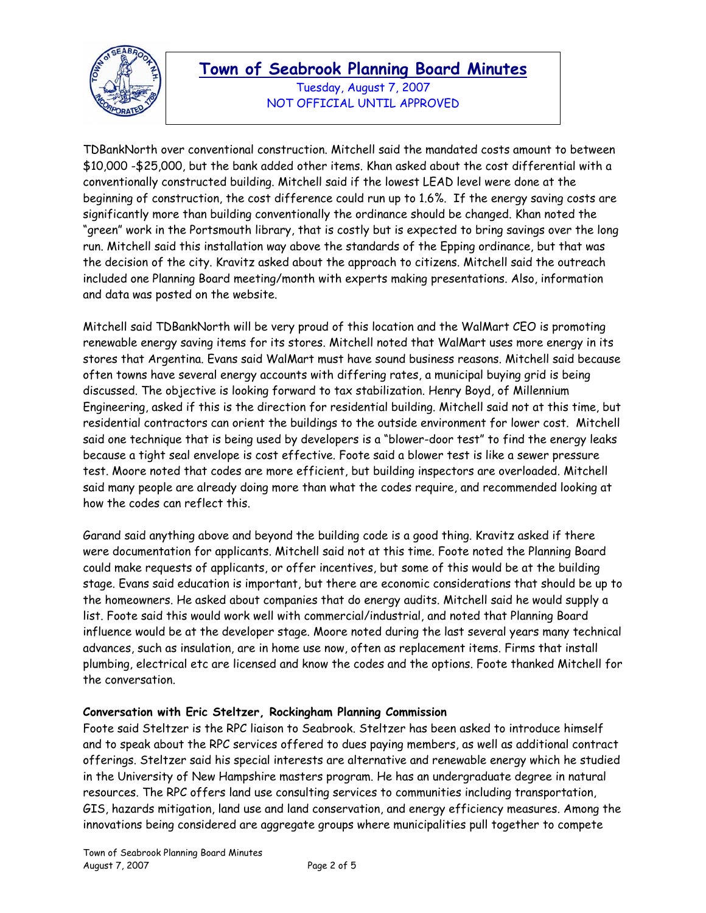TDBankNorth over conventional construction. Mitchell said the mandated costs amount to between $10,000 -$25,000, but the bank added other items. Khan asked about the cost differential with a conventionally constructed building. Mitchell said if the lowest LEAD level were done at the beginning of construction, the cost difference could run up to 1.6%. If the energy saving costs are significantly more than building conventionally the ordinance should be changed. Khan noted the "green" work in the Portsmouth library, that is costly but is expected to bring savings over the long run. Mitchell said this installation way above the standards of the Epping ordinance, but that was the decision of the city. Kravitz asked about the approach to citizens. Mitchell said the outreach included one Planning Board meeting/month with experts making presentations. Also, information and data was posted on the website.

Mitchell said TDBankNorth will be very proud of this location and the WalMart CEO is promoting renewable energy saving items for its stores. Mitchell noted that WalMart uses more energy in its stores that Argentina. Evans said WalMart must have sound business reasons. Mitchell said because often towns have several energy accounts with differing rates, a municipal buying grid is being discussed. The objective is looking forward to tax stabilization. Henry Boyd, of Millennium Engineering, asked if this is the direction for residential building. Mitchell said not at this time, but residential contractors can orient the buildings to the outside environment for lower cost. Mitchell said one technique that is being used by developers is a "blower-door test" to find the energy leaks because a tight seal envelope is cost effective. Foote said a blower test is like a sewer pressure test. Moore noted that codes are more efficient, but building inspectors are overloaded. Mitchell said many people are already doing more than what the codes require, and recommended looking at how the codes can reflect this.

Garand said anything above and beyond the building code is a good thing. Kravitz asked if there were documentation for applicants. Mitchell said not at this time. Foote noted the Planning Board could make requests of applicants, or offer incentives, but some of this would be at the building stage. Evans said education is important, but there are economic considerations that should be up to the homeowners. He asked about companies that do energy audits. Mitchell said he would supply a list. Foote said this would work well with commercial/industrial, and noted that Planning Board influence would be at the developer stage. Moore noted during the last several years many technical advances, such as insulation, are in home use now, often as replacement items. Firms that install plumbing, electrical etc are licensed and know the codes and the options. Foote thanked Mitchell for the conversation.

**Conversation with Eric Steltzer, Rockingham Planning Commission**

Foote said Steltzer is the RPC liaison to Seabrook. Steltzer has been asked to introduce himself and to speak about the RPC services offered to dues paying members, as well as additional contract offerings. Steltzer said his special interests are alternative and renewable energy which he studied in the University of New Hampshire masters program. He has an undergraduate degree in natural resources. The RPC offers land use consulting services to communities including transportation, GIS, hazards mitigation, land use and land conservation, and energy efficiency measures. Among the innovations being considered are aggregate groups where municipalities pull together to compete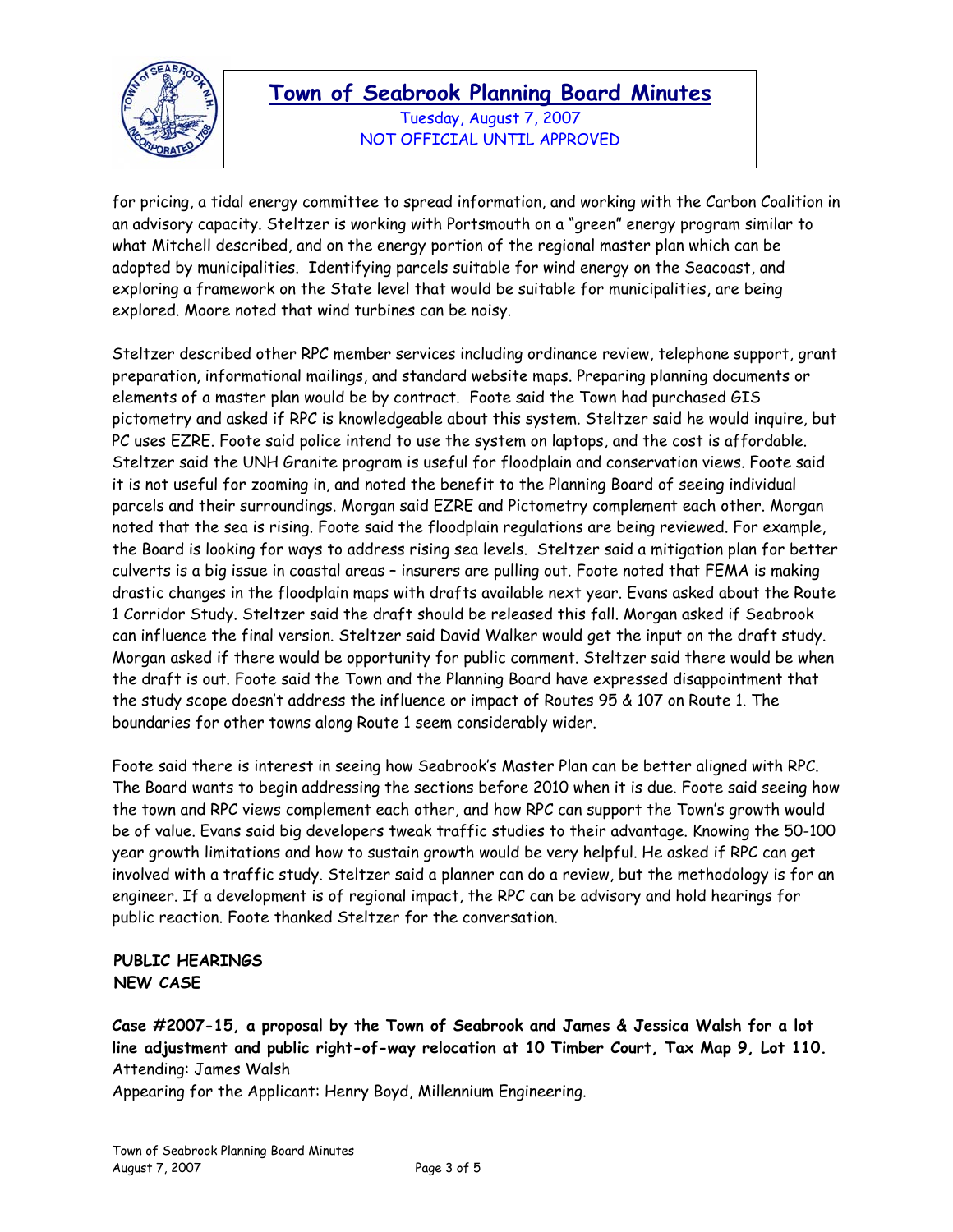for pricing, a tidal energy committee to spread information, and working with the Carbon Coalition in an advisory capacity. Steltzer is working with Portsmouth on a "green" energy program similar to what Mitchell described, and on the energy portion of the regional master plan which can be adopted by municipalities. Identifying parcels suitable for wind energy on the Seacoast, and exploring a framework on the State level that would be suitable for municipalities, are being explored. Moore noted that wind turbines can be noisy.

Steltzer described other RPC member services including ordinance review, telephone support, grant preparation, informational mailings, and standard website maps. Preparing planning documents or elements of a master plan would be by contract. Foote said the Town had purchased GIS pictometry and asked if RPC is knowledgeable about this system. Steltzer said he would inquire, but PC uses EZRE. Foote said police intend to use the system on laptops, and the cost is affordable. Steltzer said the UNH Granite program is useful for floodplain and conservation views. Foote said it is not useful for zooming in, and noted the benefit to the Planning Board of seeing individual parcels and their surroundings. Morgan said EZRE and Pictometry complement each other. Morgan noted that the sea is rising. Foote said the floodplain regulations are being reviewed. For example, the Board is looking for ways to address rising sea levels. Steltzer said a mitigation plan for better culverts is a big issue in coastal areas – insurers are pulling out. Foote noted that FEMA is making drastic changes in the floodplain maps with drafts available next year. Evans asked about the Route 1 Corridor Study. Steltzer said the draft should be released this fall. Morgan asked if Seabrook can influence the final version. Steltzer said David Walker would get the input on the draft study. Morgan asked if there would be opportunity for public comment. Steltzer said there would be when the draft is out. Foote said the Town and the Planning Board have expressed disappointment that the study scope doesn't address the influence or impact of Routes 95 & 107 on Route 1. The boundaries for other towns along Route 1 seem considerably wider.

Foote said there is interest in seeing how Seabrook's Master Plan can be better aligned with RPC. The Board wants to begin addressing the sections before 2010 when it is due. Foote said seeing how the town and RPC views complement each other, and how RPC can support the Town's growth would be of value. Evans said big developers tweak traffic studies to their advantage. Knowing the 50-100 year growth limitations and how to sustain growth would be very helpful. He asked if RPC can get involved with a traffic study. Steltzer said a planner can do a review, but the methodology is for an engineer. If a development is of regional impact, the RPC can be advisory and hold hearings for public reaction. Foote thanked Steltzer for the conversation.

**PUBLIC HEARINGS**
**NEW CASE**

**Case #2007-15, a proposal by the Town of Seabrook and James & Jessica Walsh for a lot line adjustment and public right-of-way relocation at 10 Timber Court, Tax Map 9, Lot 110.**
Attending: James Walsh
Appearing for the Applicant: Henry Boyd, Millennium Engineering.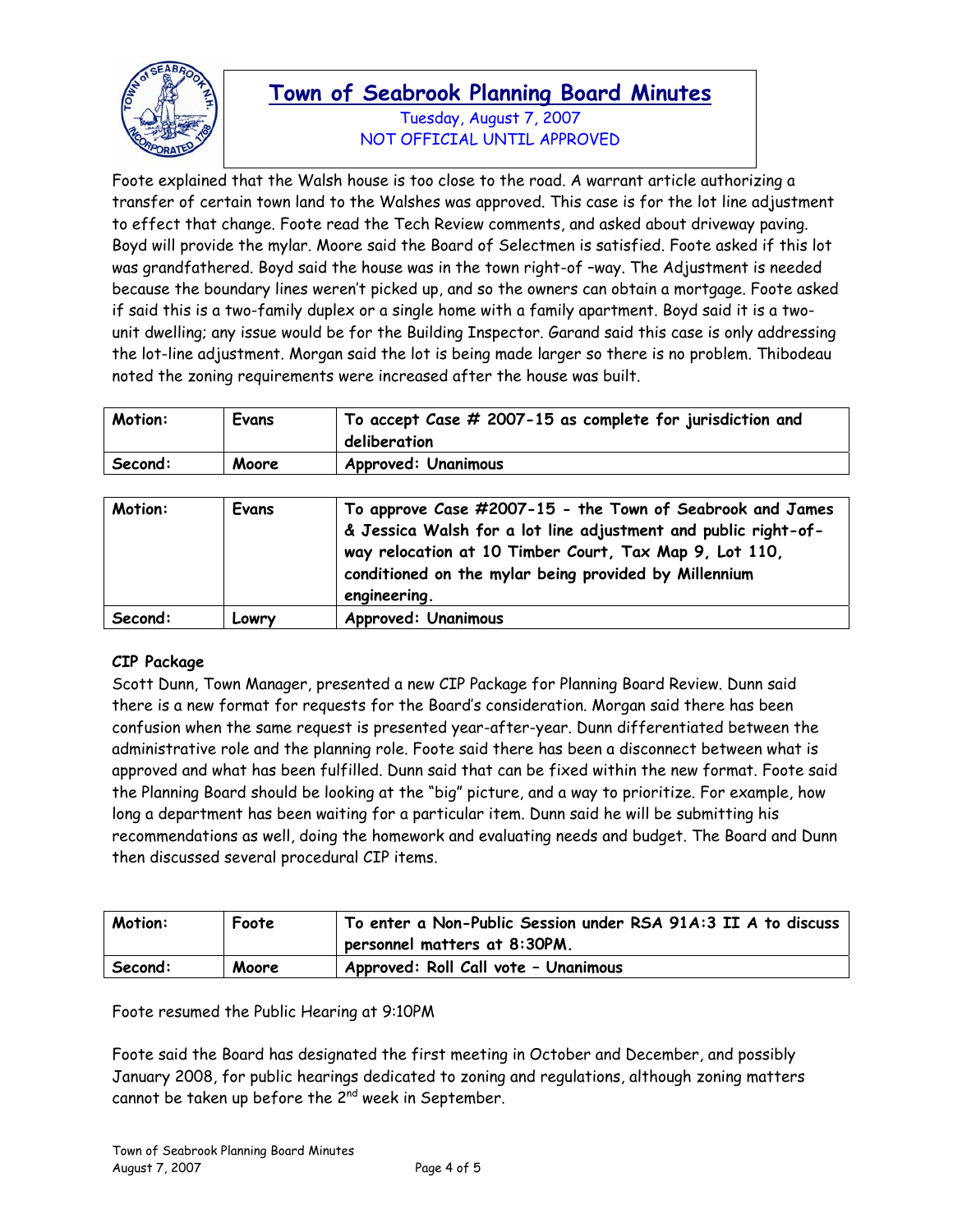Foote explained that the Walsh house is too close to the road. A warrant article authorizing a transfer of certain town land to the Walshes was approved. This case is for the lot line adjustment to effect that change. Foote read the Tech Review comments, and asked about driveway paving. Boyd will provide the mylar. Moore said the Board of Selectmen is satisfied. Foote asked if this lot was grandfathered. Boyd said the house was in the town right-of –way. The Adjustment is needed because the boundary lines weren't picked up, and so the owners can obtain a mortgage. Foote asked if said this is a two-family duplex or a single home with a family apartment. Boyd said it is a two-unit dwelling; any issue would be for the Building Inspector. Garand said this case is only addressing the lot-line adjustment. Morgan said the lot is being made larger so there is no problem. Thibodeau noted the zoning requirements were increased after the house was built.

| Motion: | Evans | To accept Case # 2007-15 as complete for jurisdiction and deliberation |
|---|---|---|
| Second: | Moore | Approved: Unanimous |

| Motion: | Evans | To approve Case #2007-15 - the Town of Seabrook and James & Jessica Walsh for a lot line adjustment and public right-of-way relocation at 10 Timber Court, Tax Map 9, Lot 110, conditioned on the mylar being provided by Millennium engineering. |
|---|---|---|
| Second: | Lowry | Approved: Unanimous |

**CIP Package**

Scott Dunn, Town Manager, presented a new CIP Package for Planning Board Review. Dunn said there is a new format for requests for the Board's consideration. Morgan said there has been confusion when the same request is presented year-after-year. Dunn differentiated between the administrative role and the planning role. Foote said there has been a disconnect between what is approved and what has been fulfilled. Dunn said that can be fixed within the new format. Foote said the Planning Board should be looking at the "big" picture, and a way to prioritize. For example, how long a department has been waiting for a particular item. Dunn said he will be submitting his recommendations as well, doing the homework and evaluating needs and budget. The Board and Dunn then discussed several procedural CIP items.

| Motion: | Foote | To enter a Non-Public Session under RSA 91A:3 II A to discuss personnel matters at 8:30PM. |
|---|---|---|
| Second: | Moore | Approved: Roll Call vote – Unanimous |

Foote resumed the Public Hearing at 9:10PM

Foote said the Board has designated the first meeting in October and December, and possibly January 2008, for public hearings dedicated to zoning and regulations, although zoning matters cannot be taken up before the 2nd week in September.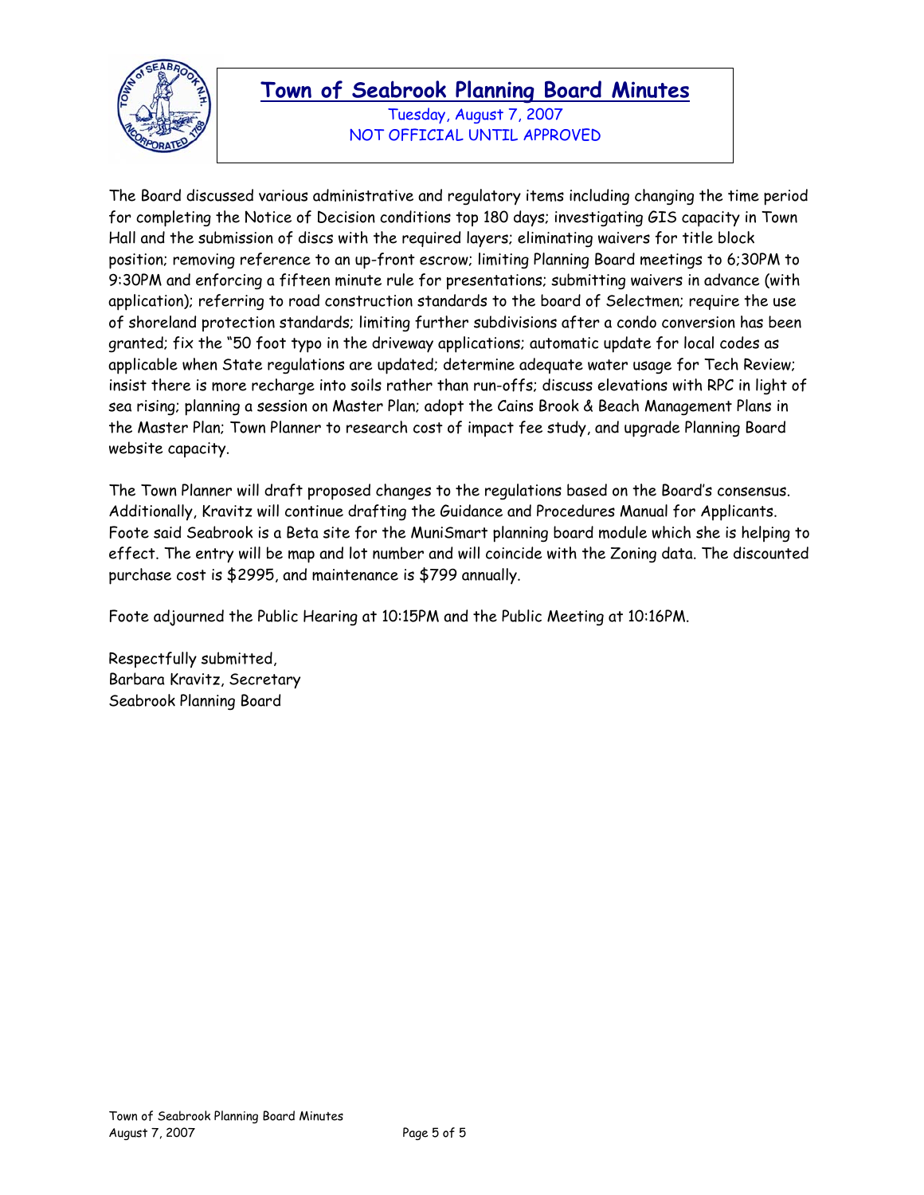# Town of Seabrook Planning Board Minutes

Tuesday, August 7, 2007
NOT OFFICIAL UNTIL APPROVED

The Board discussed various administrative and regulatory items including changing the time period for completing the Notice of Decision conditions top 180 days; investigating GIS capacity in Town Hall and the submission of discs with the required layers; eliminating waivers for title block position; removing reference to an up-front escrow; limiting Planning Board meetings to 6;30PM to 9:30PM and enforcing a fifteen minute rule for presentations; submitting waivers in advance (with application); referring to road construction standards to the board of Selectmen; require the use of shoreland protection standards; limiting further subdivisions after a condo conversion has been granted; fix the "50 foot typo in the driveway applications; automatic update for local codes as applicable when State regulations are updated; determine adequate water usage for Tech Review; insist there is more recharge into soils rather than run-offs; discuss elevations with RPC in light of sea rising; planning a session on Master Plan; adopt the Cains Brook & Beach Management Plans in the Master Plan; Town Planner to research cost of impact fee study, and upgrade Planning Board website capacity.

The Town Planner will draft proposed changes to the regulations based on the Board's consensus. Additionally, Kravitz will continue drafting the Guidance and Procedures Manual for Applicants. Foote said Seabrook is a Beta site for the MuniSmart planning board module which she is helping to effect. The entry will be map and lot number and will coincide with the Zoning data. The discounted purchase cost is $2995, and maintenance is $799 annually.

Foote adjourned the Public Hearing at 10:15PM and the Public Meeting at 10:16PM.

Respectfully submitted,
Barbara Kravitz, Secretary
Seabrook Planning Board